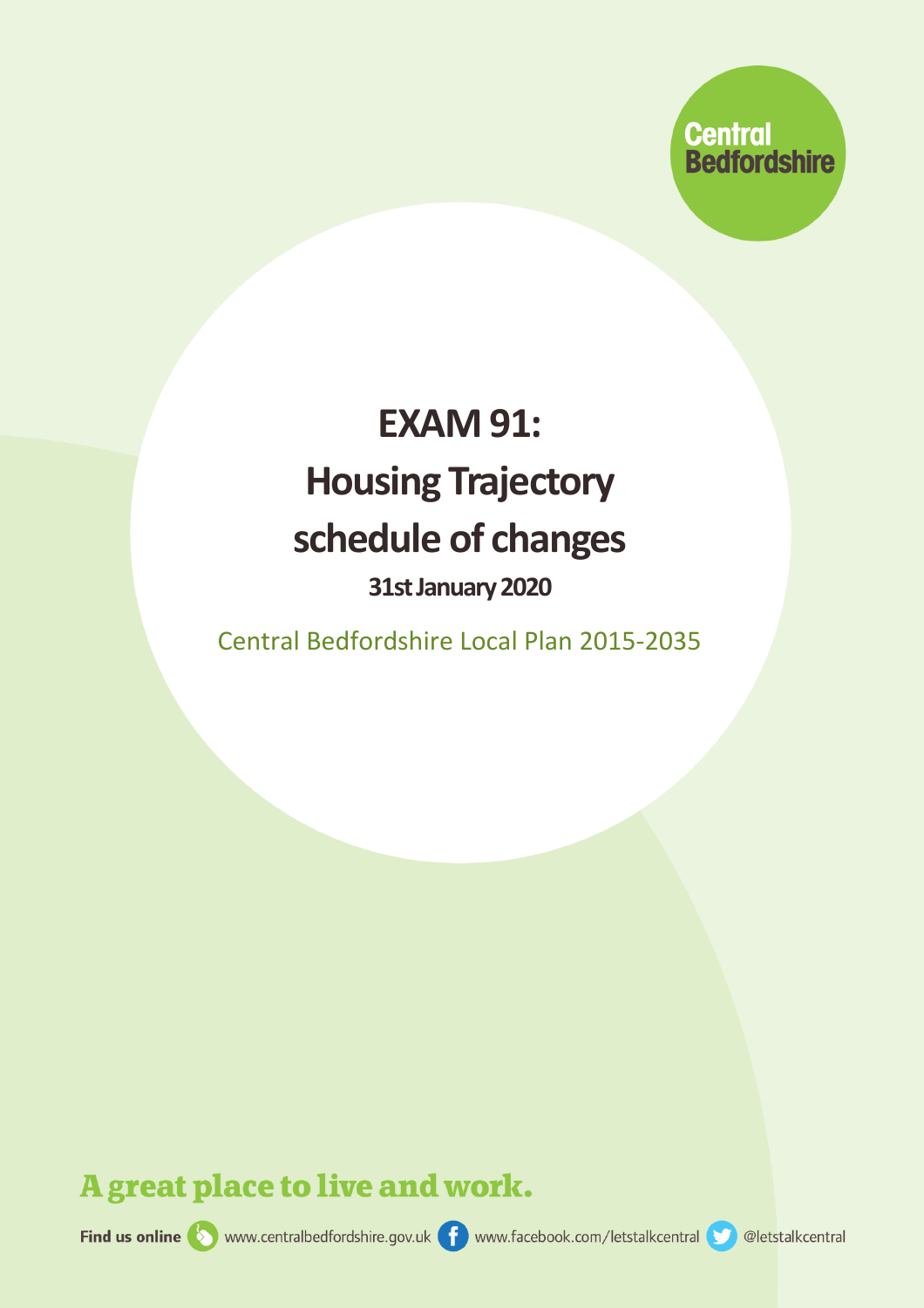Central Bedfordshire

# EXAM 91: Housing Trajectory schedule of changes

**31st January 2020**

Central Bedfordshire Local Plan 2015-2035

**A great place to live and work.**

**Find us online** www.centralbedfordshire.gov.uk www.facebook.com/letstalkcentral @letstalkcentral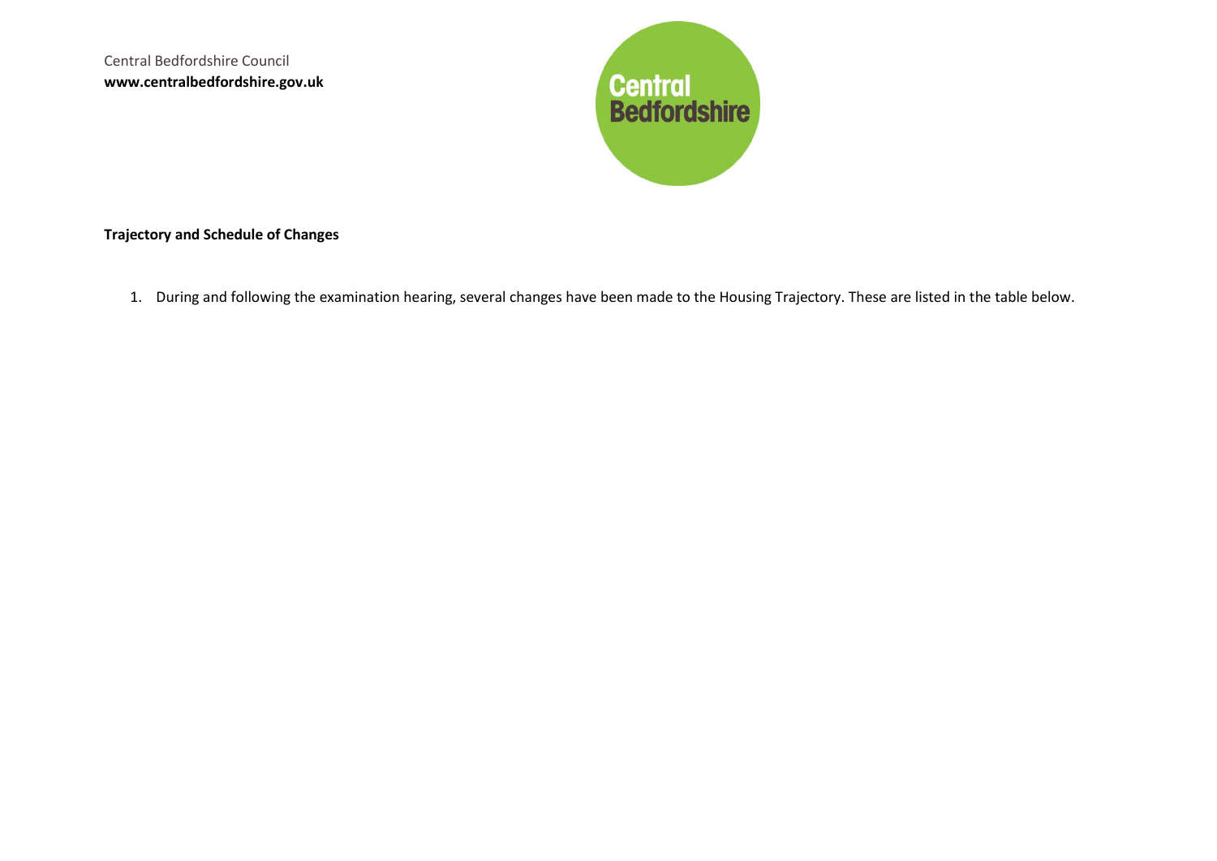Central Bedfordshire Council
**www.centralbedfordshire.gov.uk**

Central Bedfordshire

**Trajectory and Schedule of Changes**

1. During and following the examination hearing, several changes have been made to the Housing Trajectory. These are listed in the table below.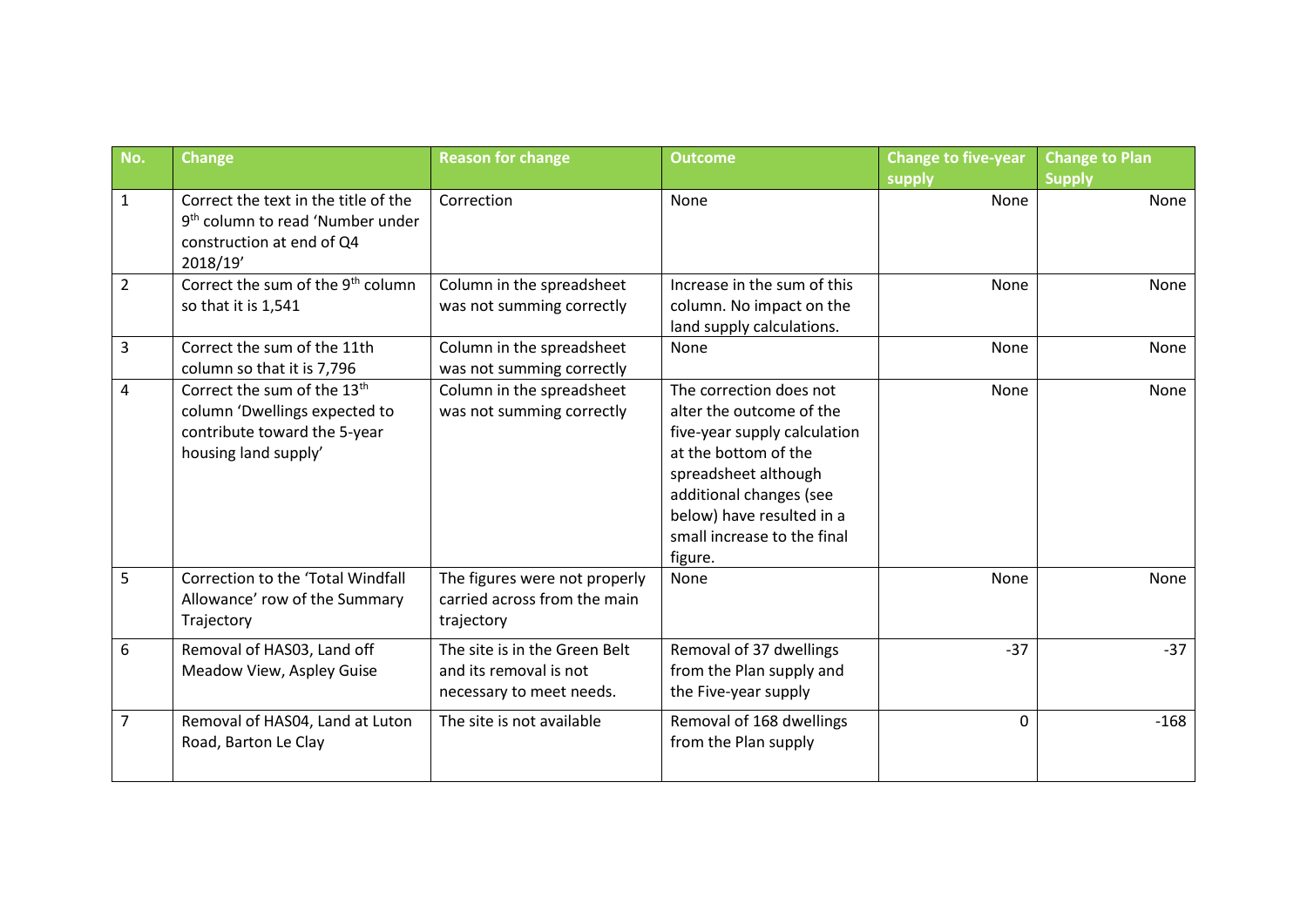| No. | Change | Reason for change | Outcome | Change to five-year supply | Change to Plan Supply |
|---|---|---|---|---|---|
| 1 | Correct the text in the title of the 9th column to read 'Number under construction at end of Q4 2018/19' | Correction | None | None | None |
| 2 | Correct the sum of the 9th column so that it is 1,541 | Column in the spreadsheet was not summing correctly | Increase in the sum of this column. No impact on the land supply calculations. | None | None |
| 3 | Correct the sum of the 11th column so that it is 7,796 | Column in the spreadsheet was not summing correctly | None | None | None |
| 4 | Correct the sum of the 13th column 'Dwellings expected to contribute toward the 5-year housing land supply' | Column in the spreadsheet was not summing correctly | The correction does not alter the outcome of the five-year supply calculation at the bottom of the spreadsheet although additional changes (see below) have resulted in a small increase to the final figure. | None | None |
| 5 | Correction to the 'Total Windfall Allowance' row of the Summary Trajectory | The figures were not properly carried across from the main trajectory | None | None | None |
| 6 | Removal of HAS03, Land off Meadow View, Aspley Guise | The site is in the Green Belt and its removal is not necessary to meet needs. | Removal of 37 dwellings from the Plan supply and the Five-year supply | -37 | -37 |
| 7 | Removal of HAS04, Land at Luton Road, Barton Le Clay | The site is not available | Removal of 168 dwellings from the Plan supply | 0 | -168 |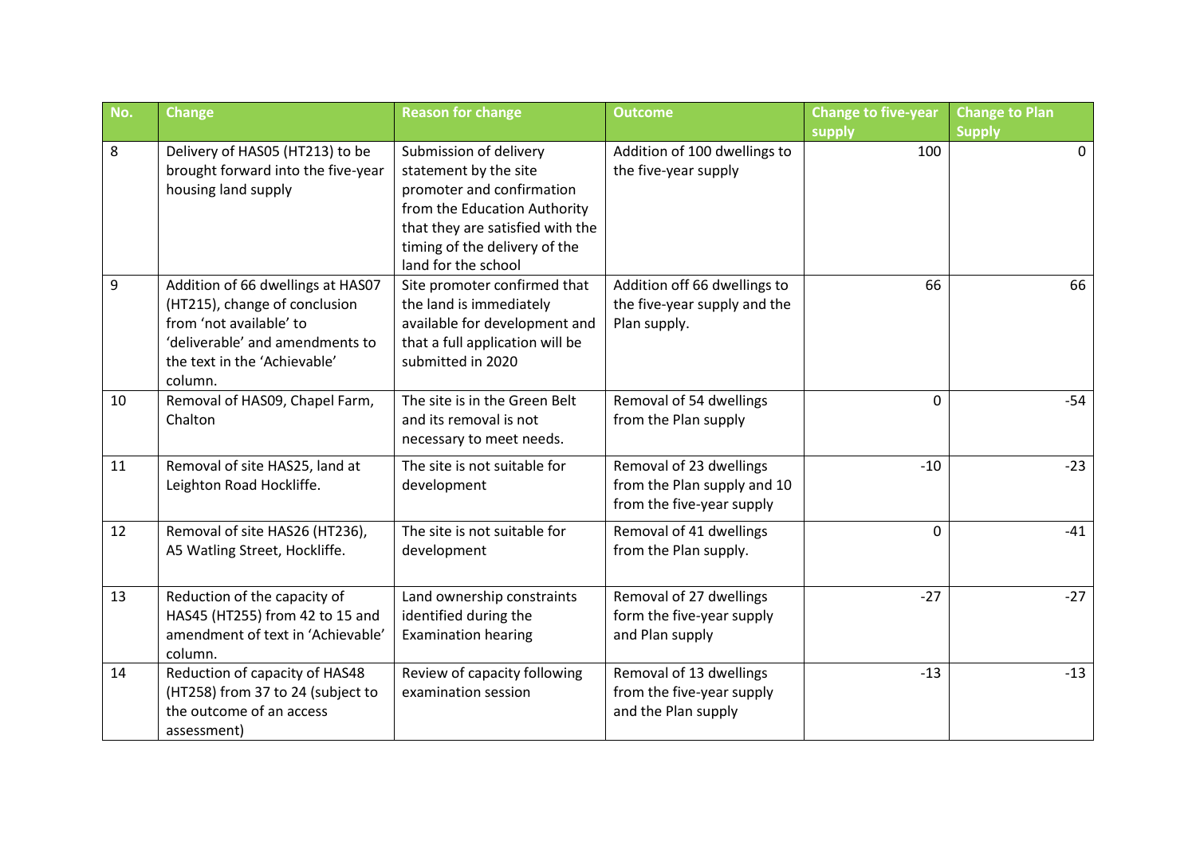| No. | Change | Reason for change | Outcome | Change to five-year supply | Change to Plan Supply |
|---|---|---|---|---|---|
| 8 | Delivery of HAS05 (HT213) to be brought forward into the five-year housing land supply | Submission of delivery statement by the site promoter and confirmation from the Education Authority that they are satisfied with the timing of the delivery of the land for the school | Addition of 100 dwellings to the five-year supply | 100 | 0 |
| 9 | Addition of 66 dwellings at HAS07 (HT215), change of conclusion from 'not available' to 'deliverable' and amendments to the text in the 'Achievable' column. | Site promoter confirmed that the land is immediately available for development and that a full application will be submitted in 2020 | Addition off 66 dwellings to the five-year supply and the Plan supply. | 66 | 66 |
| 10 | Removal of HAS09, Chapel Farm, Chalton | The site is in the Green Belt and its removal is not necessary to meet needs. | Removal of 54 dwellings from the Plan supply | 0 | -54 |
| 11 | Removal of site HAS25, land at Leighton Road Hockliffe. | The site is not suitable for development | Removal of 23 dwellings from the Plan supply and 10 from the five-year supply | -10 | -23 |
| 12 | Removal of site HAS26 (HT236), A5 Watling Street, Hockliffe. | The site is not suitable for development | Removal of 41 dwellings from the Plan supply. | 0 | -41 |
| 13 | Reduction of the capacity of HAS45 (HT255) from 42 to 15 and amendment of text in 'Achievable' column. | Land ownership constraints identified during the Examination hearing | Removal of 27 dwellings form the five-year supply and Plan supply | -27 | -27 |
| 14 | Reduction of capacity of HAS48 (HT258) from 37 to 24 (subject to the outcome of an access assessment) | Review of capacity following examination session | Removal of 13 dwellings from the five-year supply and the Plan supply | -13 | -13 |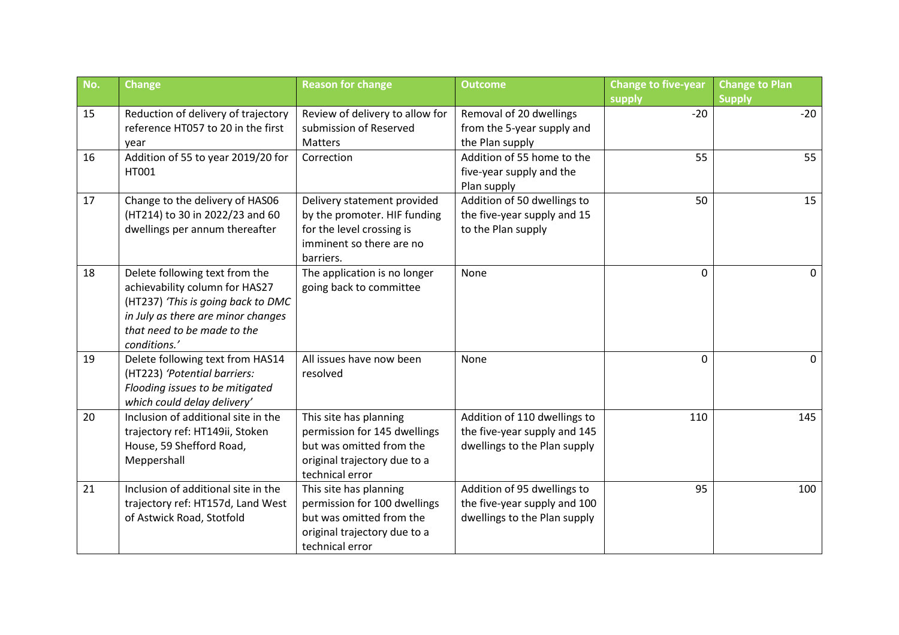| No. | Change | Reason for change | Outcome | Change to five-year supply | Change to Plan Supply |
|---|---|---|---|---|---|
| 15 | Reduction of delivery of trajectory reference HT057 to 20 in the first year | Review of delivery to allow for submission of Reserved Matters | Removal of 20 dwellings from the 5-year supply and the Plan supply | -20 | -20 |
| 16 | Addition of 55 to year 2019/20 for HT001 | Correction | Addition of 55 home to the five-year supply and the Plan supply | 55 | 55 |
| 17 | Change to the delivery of HAS06 (HT214) to 30 in 2022/23 and 60 dwellings per annum thereafter | Delivery statement provided by the promoter. HIF funding for the level crossing is imminent so there are no barriers. | Addition of 50 dwellings to the five-year supply and 15 to the Plan supply | 50 | 15 |
| 18 | Delete following text from the achievability column for HAS27 (HT237) *'This is going back to DMC in July as there are minor changes that need to be made to the conditions.'* | The application is no longer going back to committee | None | 0 | 0 |
| 19 | Delete following text from HAS14 (HT223) *'Potential barriers: Flooding issues to be mitigated which could delay delivery'* | All issues have now been resolved | None | 0 | 0 |
| 20 | Inclusion of additional site in the trajectory ref: HT149ii, Stoken House, 59 Shefford Road, Meppershall | This site has planning permission for 145 dwellings but was omitted from the original trajectory due to a technical error | Addition of 110 dwellings to the five-year supply and 145 dwellings to the Plan supply | 110 | 145 |
| 21 | Inclusion of additional site in the trajectory ref: HT157d, Land West of Astwick Road, Stotfold | This site has planning permission for 100 dwellings but was omitted from the original trajectory due to a technical error | Addition of 95 dwellings to the five-year supply and 100 dwellings to the Plan supply | 95 | 100 |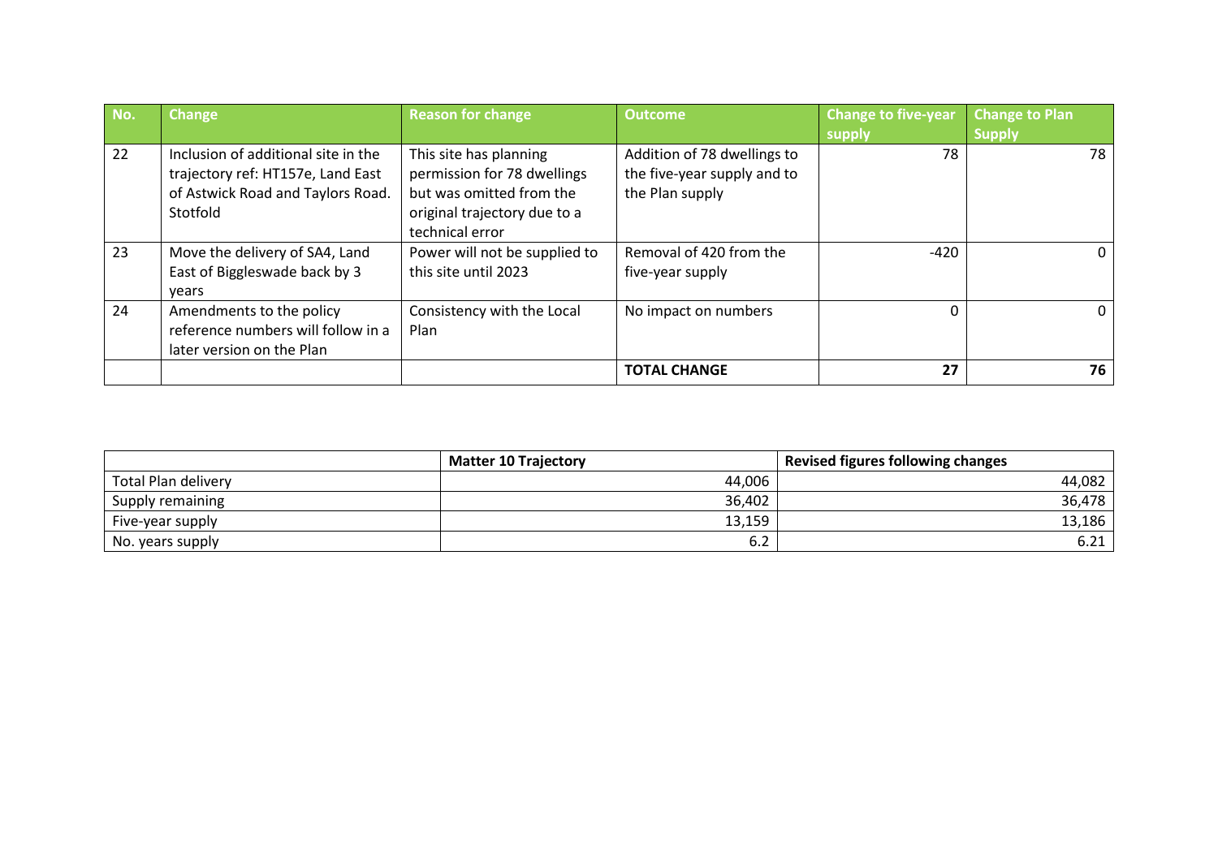| No. | Change | Reason for change | Outcome | Change to five-year supply | Change to Plan Supply |
|---|---|---|---|---|---|
| 22 | Inclusion of additional site in the trajectory ref: HT157e, Land East of Astwick Road and Taylors Road. Stotfold | This site has planning permission for 78 dwellings but was omitted from the original trajectory due to a technical error | Addition of 78 dwellings to the five-year supply and to the Plan supply | 78 | 78 |
| 23 | Move the delivery of SA4, Land East of Biggleswade back by 3 years | Power will not be supplied to this site until 2023 | Removal of 420 from the five-year supply | -420 | 0 |
| 24 | Amendments to the policy reference numbers will follow in a later version on the Plan | Consistency with the Local Plan | No impact on numbers | 0 | 0 |
| | | | **TOTAL CHANGE** | **27** | **76** |

| | Matter 10 Trajectory | Revised figures following changes |
|---|---|---|
| Total Plan delivery | 44,006 | 44,082 |
| Supply remaining | 36,402 | 36,478 |
| Five-year supply | 13,159 | 13,186 |
| No. years supply | 6.2 | 6.21 |